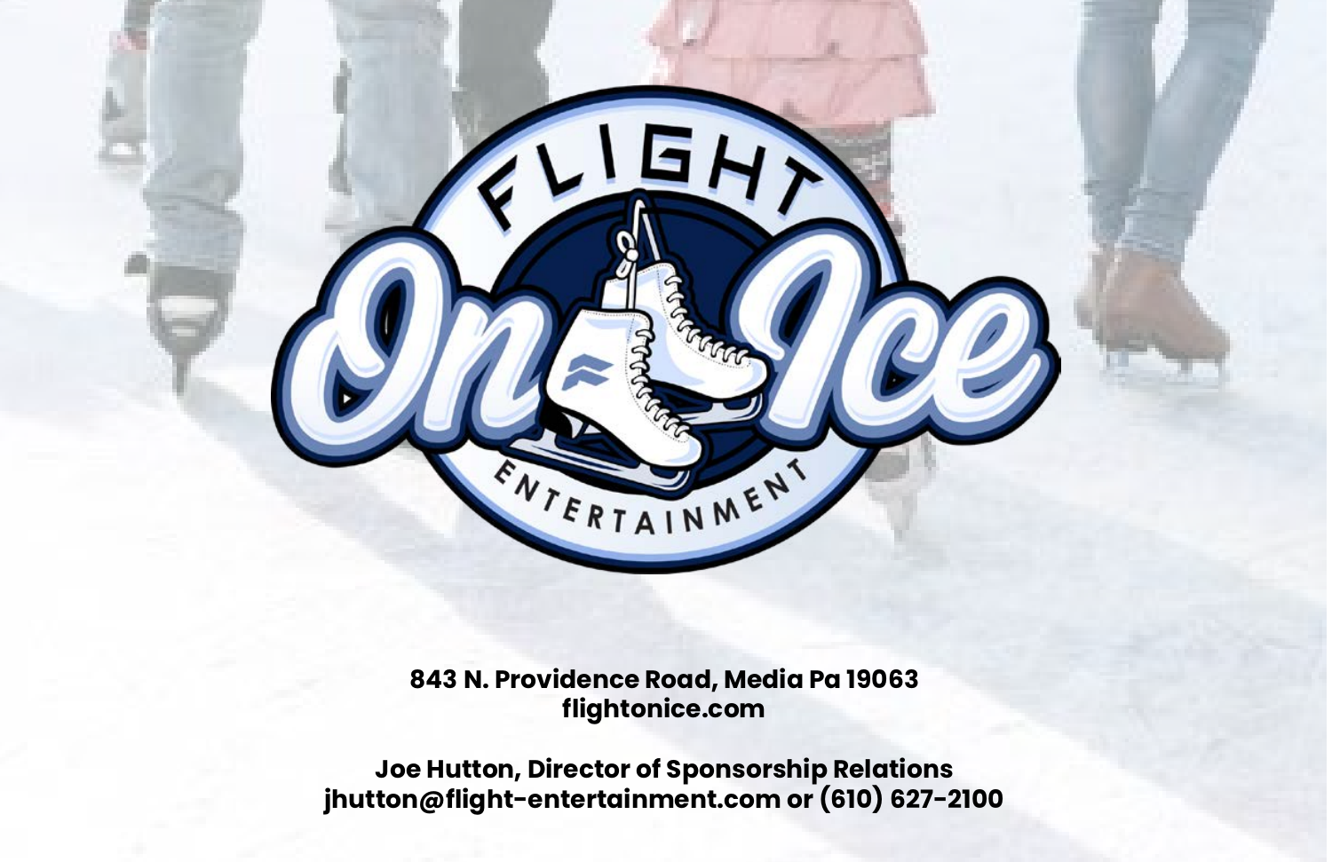# FLIGHT On Ice ENTERTAINMENT

**843 N. Providence Road, Media Pa 19063**
**flightonice.com**

**Joe Hutton, Director of Sponsorship Relations**
**jhutton@flight-entertainment.com or (610) 627-2100**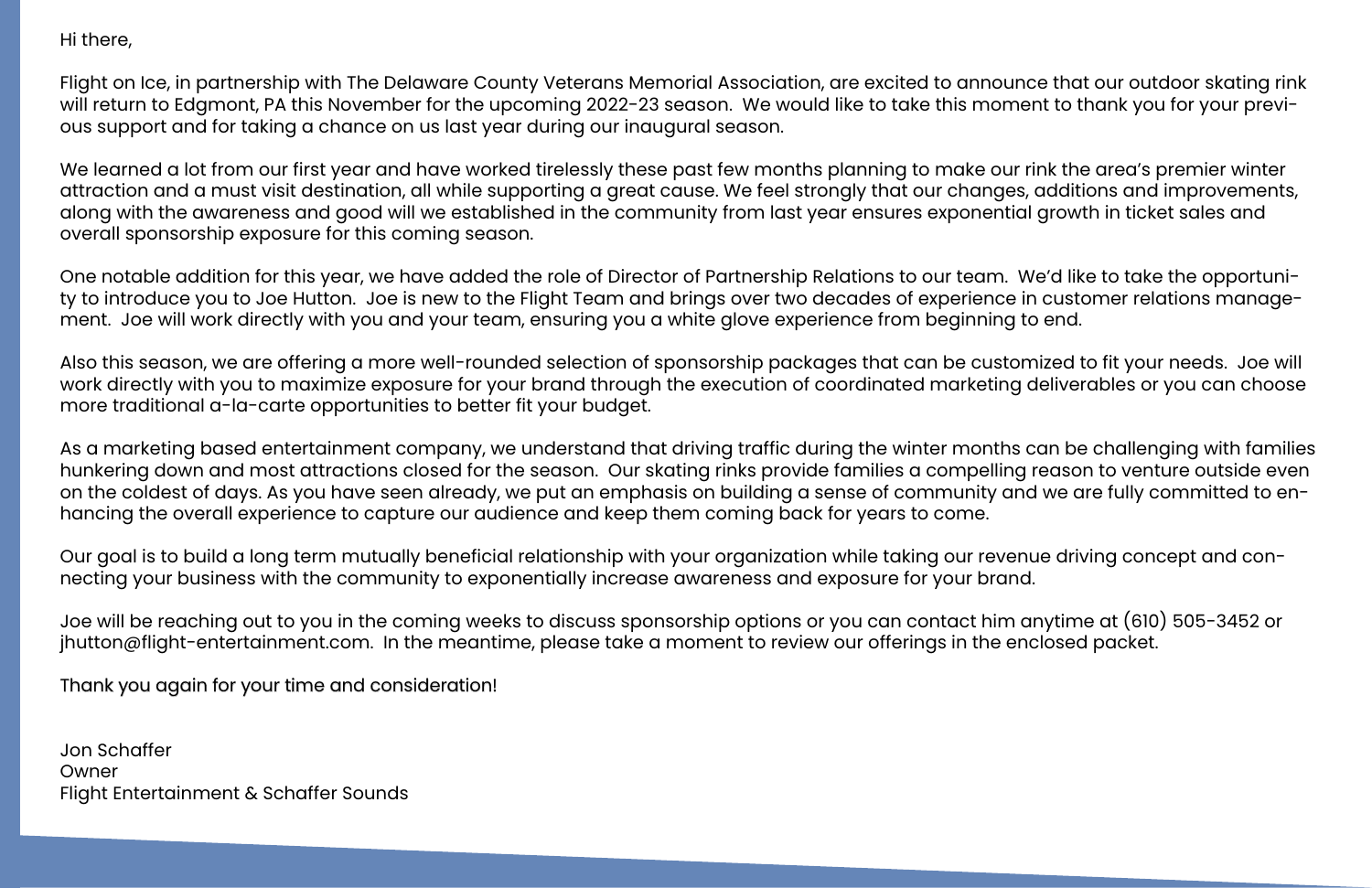Hi there,

Flight on Ice, in partnership with The Delaware County Veterans Memorial Association, are excited to announce that our outdoor skating rink will return to Edgmont, PA this November for the upcoming 2022-23 season. We would like to take this moment to thank you for your previous support and for taking a chance on us last year during our inaugural season.

We learned a lot from our first year and have worked tirelessly these past few months planning to make our rink the area's premier winter attraction and a must visit destination, all while supporting a great cause. We feel strongly that our changes, additions and improvements, along with the awareness and good will we established in the community from last year ensures exponential growth in ticket sales and overall sponsorship exposure for this coming season.

One notable addition for this year, we have added the role of Director of Partnership Relations to our team. We'd like to take the opportunity to introduce you to Joe Hutton. Joe is new to the Flight Team and brings over two decades of experience in customer relations management. Joe will work directly with you and your team, ensuring you a white glove experience from beginning to end.

Also this season, we are offering a more well-rounded selection of sponsorship packages that can be customized to fit your needs. Joe will work directly with you to maximize exposure for your brand through the execution of coordinated marketing deliverables or you can choose more traditional a-la-carte opportunities to better fit your budget.

As a marketing based entertainment company, we understand that driving traffic during the winter months can be challenging with families hunkering down and most attractions closed for the season. Our skating rinks provide families a compelling reason to venture outside even on the coldest of days. As you have seen already, we put an emphasis on building a sense of community and we are fully committed to enhancing the overall experience to capture our audience and keep them coming back for years to come.

Our goal is to build a long term mutually beneficial relationship with your organization while taking our revenue driving concept and connecting your business with the community to exponentially increase awareness and exposure for your brand.

Joe will be reaching out to you in the coming weeks to discuss sponsorship options or you can contact him anytime at (610) 505-3452 or jhutton@flight-entertainment.com. In the meantime, please take a moment to review our offerings in the enclosed packet.

Thank you again for your time and consideration!

Jon Schaffer
Owner
Flight Entertainment & Schaffer Sounds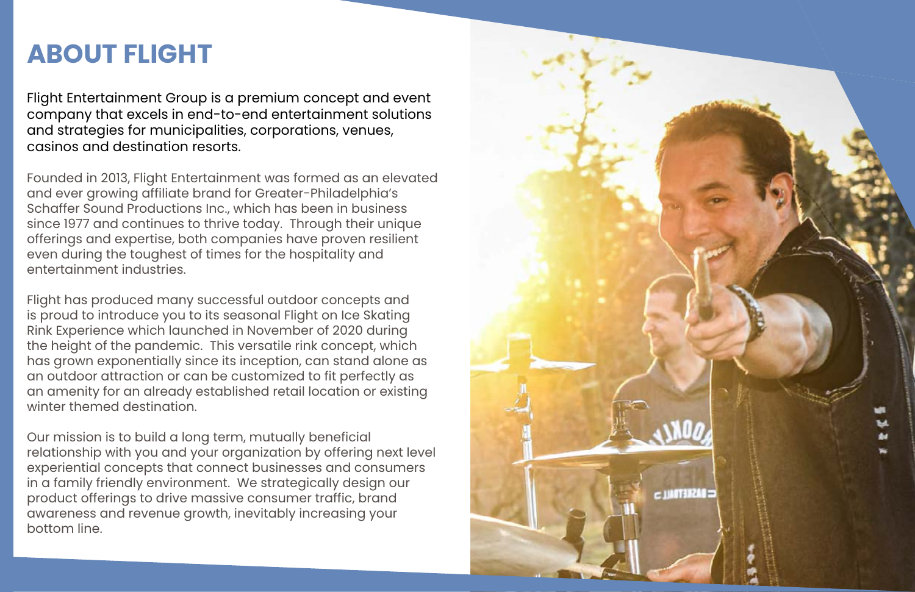# ABOUT FLIGHT

Flight Entertainment Group is a premium concept and event company that excels in end-to-end entertainment solutions and strategies for municipalities, corporations, venues, casinos and destination resorts.

Founded in 2013, Flight Entertainment was formed as an elevated and ever growing affiliate brand for Greater-Philadelphia's Schaffer Sound Productions Inc., which has been in business since 1977 and continues to thrive today. Through their unique offerings and expertise, both companies have proven resilient even during the toughest of times for the hospitality and entertainment industries.

Flight has produced many successful outdoor concepts and is proud to introduce you to its seasonal Flight on Ice Skating Rink Experience which launched in November of 2020 during the height of the pandemic. This versatile rink concept, which has grown exponentially since its inception, can stand alone as an outdoor attraction or can be customized to fit perfectly as an amenity for an already established retail location or existing winter themed destination.

Our mission is to build a long term, mutually beneficial relationship with you and your organization by offering next level experiential concepts that connect businesses and consumers in a family friendly environment. We strategically design our product offerings to drive massive consumer traffic, brand awareness and revenue growth, inevitably increasing your bottom line.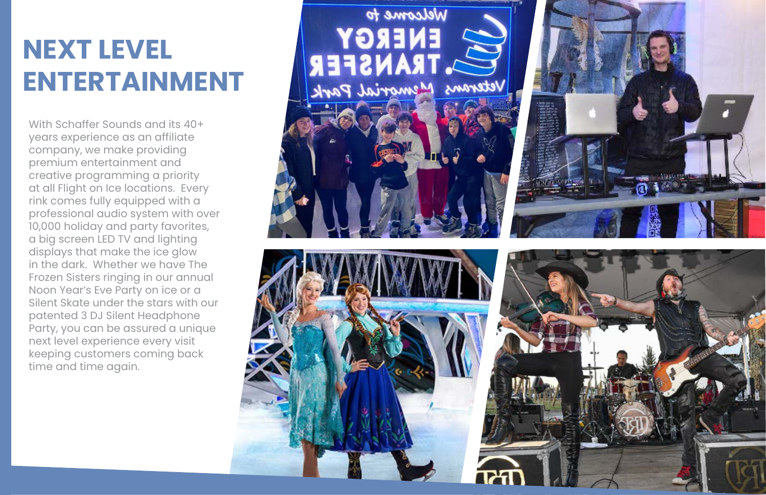# NEXT LEVEL ENTERTAINMENT

With Schaffer Sounds and its 40+ years experience as an affiliate company, we make providing premium entertainment and creative programming a priority at all Flight on Ice locations. Every rink comes fully equipped with a professional audio system with over 10,000 holiday and party favorites, a big screen LED TV and lighting displays that make the ice glow in the dark. Whether we have The Frozen Sisters ringing in our annual Noon Year's Eve Party on ice or a Silent Skate under the stars with our patented 3 DJ Silent Headphone Party, you can be assured a unique next level experience every visit keeping customers coming back time and time again.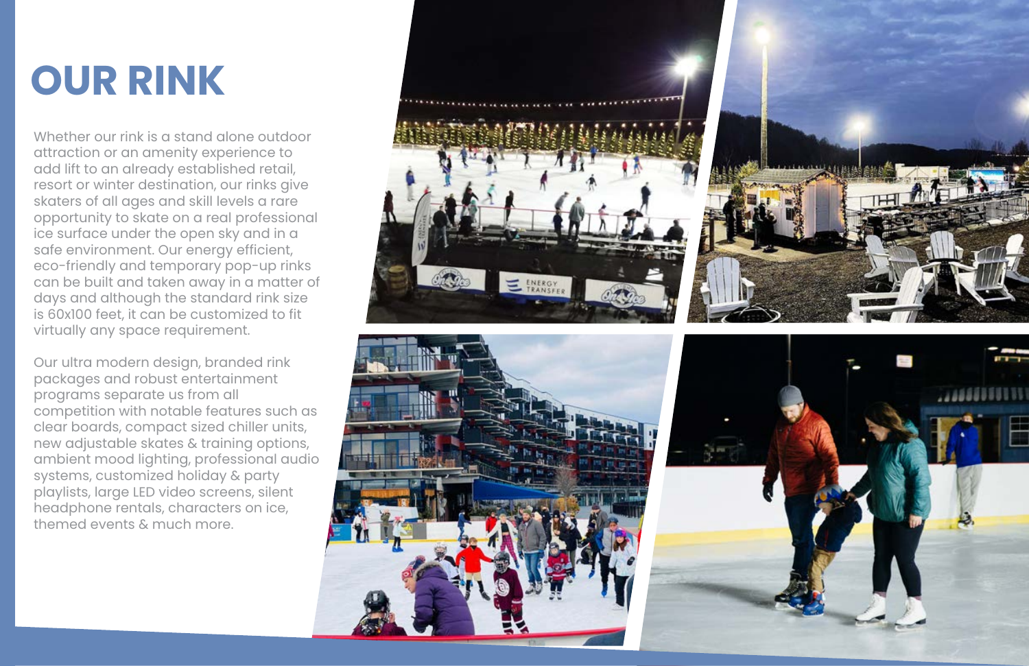# OUR RINK

Whether our rink is a stand alone outdoor attraction or an amenity experience to add lift to an already established retail, resort or winter destination, our rinks give skaters of all ages and skill levels a rare opportunity to skate on a real professional ice surface under the open sky and in a safe environment. Our energy efficient, eco-friendly and temporary pop-up rinks can be built and taken away in a matter of days and although the standard rink size is 60x100 feet, it can be customized to fit virtually any space requirement.

Our ultra modern design, branded rink packages and robust entertainment programs separate us from all competition with notable features such as clear boards, compact sized chiller units, new adjustable skates & training options, ambient mood lighting, professional audio systems, customized holiday & party playlists, large LED video screens, silent headphone rentals, characters on ice, themed events & much more.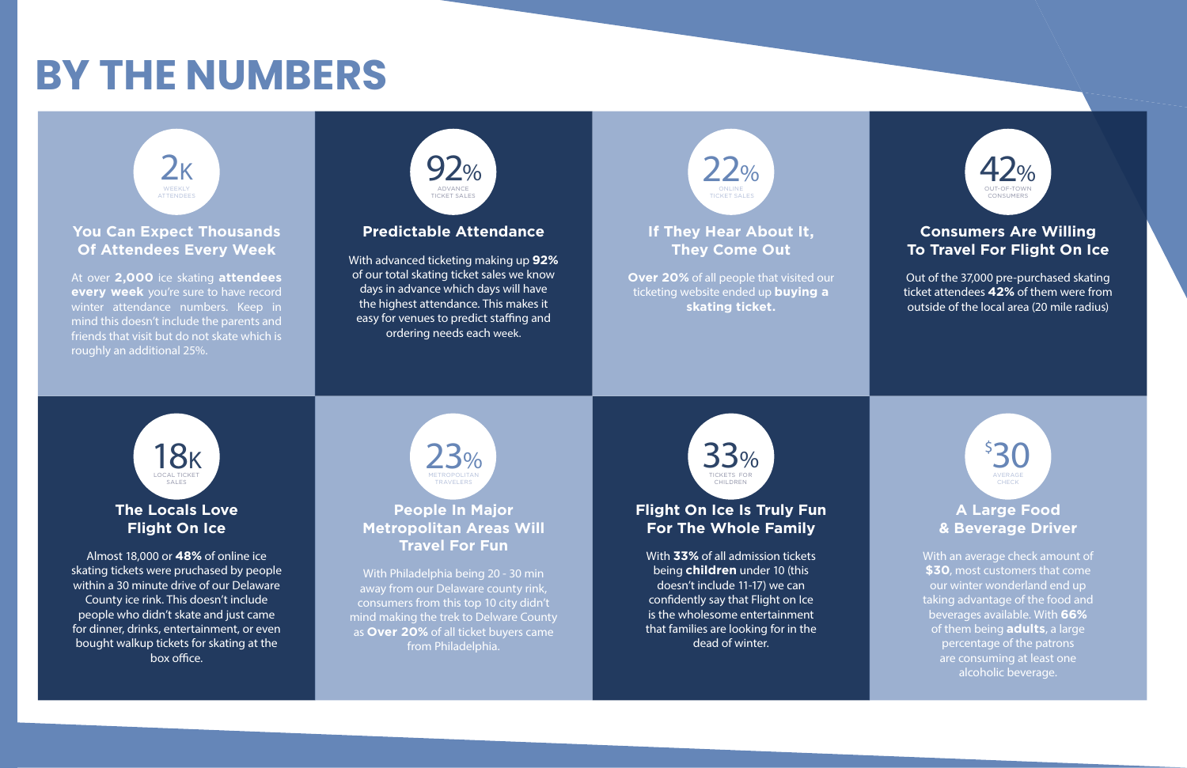# BY THE NUMBERS

## 2K
WEEKLY ATTENDEES

### You Can Expect Thousands Of Attendees Every Week

At over **2,000** ice skating **attendees every week** you're sure to have record winter attendance numbers. Keep in mind this doesn't include the parents and friends that visit but do not skate which is roughly an additional 25%.

## 92%
ADVANCE TICKET SALES

### Predictable Attendance

With advanced ticketing making up **92%** of our total skating ticket sales we know days in advance which days will have the highest attendance. This makes it easy for venues to predict staffing and ordering needs each week.

## 22%
ONLINE TICKET SALES

### If They Hear About It, They Come Out

**Over 20%** of all people that visited our ticketing website ended up **buying a skating ticket.**

## 42%
OUT-OF-TOWN CONSUMERS

### Consumers Are Willing To Travel For Flight On Ice

Out of the 37,000 pre-purchased skating ticket attendees **42%** of them were from outside of the local area (20 mile radius)

## 18K
LOCAL TICKET SALES

### The Locals Love Flight On Ice

Almost 18,000 or **48%** of online ice skating tickets were pruchased by people within a 30 minute drive of our Delaware County ice rink. This doesn't include people who didn't skate and just came for dinner, drinks, entertainment, or even bought walkup tickets for skating at the box office.

## 23%
METROPOLITAN TRAVELERS

### People In Major Metropolitan Areas Will Travel For Fun

With Philadelphia being 20 - 30 min away from our Delaware county rink, consumers from this top 10 city didn't mind making the trek to Delware County as **Over 20%** of all ticket buyers came from Philadelphia.

## 33%
TICKETS FOR CHILDREN

### Flight On Ice Is Truly Fun For The Whole Family

With **33%** of all admission tickets being **children** under 10 (this doesn't include 11-17) we can confidently say that Flight on Ice is the wholesome entertainment that families are looking for in the dead of winter.

## $30
AVERAGE CHECK

### A Large Food & Beverage Driver

With an average check amount of **$30**, most customers that come our winter wonderland end up taking advantage of the food and beverages available. With **66%** of them being **adults**, a large percentage of the patrons are consuming at least one alcoholic beverage.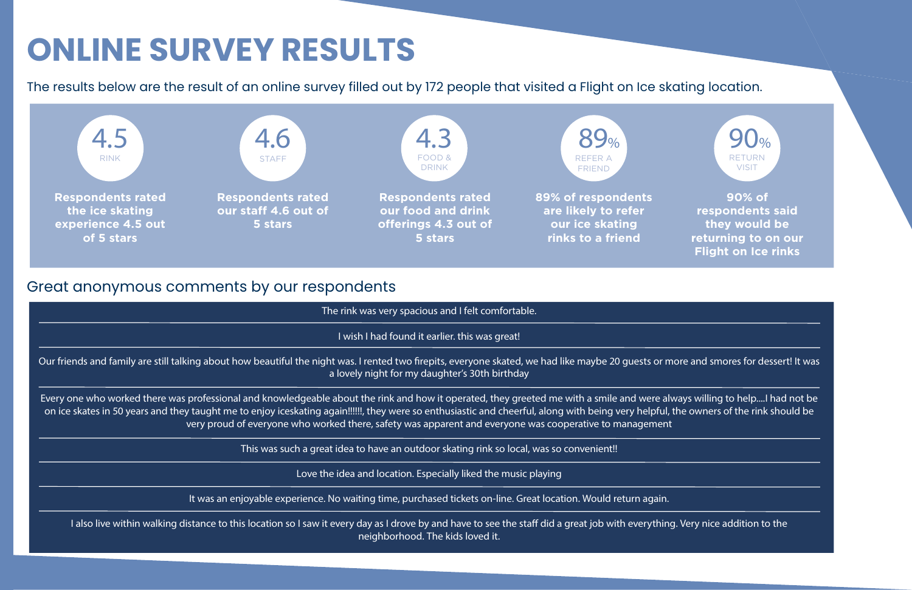# ONLINE SURVEY RESULTS

The results below are the result of an online survey filled out by 172 people that visited a Flight on Ice skating location.

**4.5** RINK

**Respondents rated the ice skating experience 4.5 out of 5 stars**

**4.6** STAFF

**Respondents rated our staff 4.6 out of 5 stars**

**4.3** FOOD & DRINK

**Respondents rated our food and drink offerings 4.3 out of 5 stars**

**89%** REFER A FRIEND

**89% of respondents are likely to refer our ice skating rinks to a friend**

**90%** RETURN VISIT

**90% of respondents said they would be returning to on our Flight on Ice rinks**

## Great anonymous comments by our respondents

The rink was very spacious and I felt comfortable.

I wish I had found it earlier. this was great!

Our friends and family are still talking about how beautiful the night was. I rented two firepits, everyone skated, we had like maybe 20 guests or more and smores for dessert! It was a lovely night for my daughter's 30th birthday

Every one who worked there was professional and knowledgeable about the rink and how it operated, they greeted me with a smile and were always willing to help....I had not be on ice skates in 50 years and they taught me to enjoy iceskating again!!!!!!, they were so enthusiastic and cheerful, along with being very helpful, the owners of the rink should be very proud of everyone who worked there, safety was apparent and everyone was cooperative to management

This was such a great idea to have an outdoor skating rink so local, was so convenient!!

Love the idea and location. Especially liked the music playing

It was an enjoyable experience. No waiting time, purchased tickets on-line. Great location. Would return again.

I also live within walking distance to this location so I saw it every day as I drove by and have to see the staff did a great job with everything. Very nice addition to the neighborhood. The kids loved it.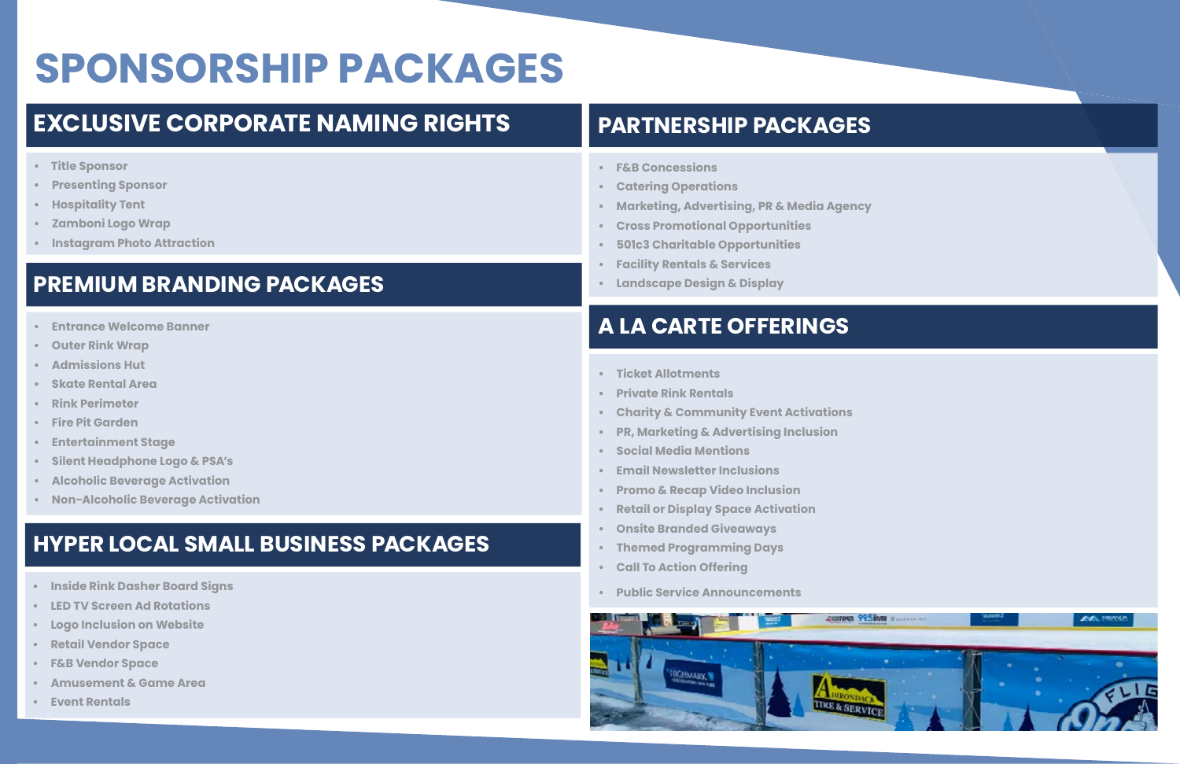# SPONSORSHIP PACKAGES

## EXCLUSIVE CORPORATE NAMING RIGHTS

- Title Sponsor
- Presenting Sponsor
- Hospitality Tent
- Zamboni Logo Wrap
- Instagram Photo Attraction

## PREMIUM BRANDING PACKAGES

- Entrance Welcome Banner
- Outer Rink Wrap
- Admissions Hut
- Skate Rental Area
- Rink Perimeter
- Fire Pit Garden
- Entertainment Stage
- Silent Headphone Logo & PSA's
- Alcoholic Beverage Activation
- Non-Alcoholic Beverage Activation

## HYPER LOCAL SMALL BUSINESS PACKAGES

- Inside Rink Dasher Board Signs
- LED TV Screen Ad Rotations
- Logo Inclusion on Website
- Retail Vendor Space
- F&B Vendor Space
- Amusement & Game Area
- Event Rentals

## PARTNERSHIP PACKAGES

- F&B Concessions
- Catering Operations
- Marketing, Advertising, PR & Media Agency
- Cross Promotional Opportunities
- 501c3 Charitable Opportunities
- Facility Rentals & Services
- Landscape Design & Display

## A LA CARTE OFFERINGS

- Ticket Allotments
- Private Rink Rentals
- Charity & Community Event Activations
- PR, Marketing & Advertising Inclusion
- Social Media Mentions
- Email Newsletter Inclusions
- Promo & Recap Video Inclusion
- Retail or Display Space Activation
- Onsite Branded Giveaways
- Themed Programming Days
- Call To Action Offering
- Public Service Announcements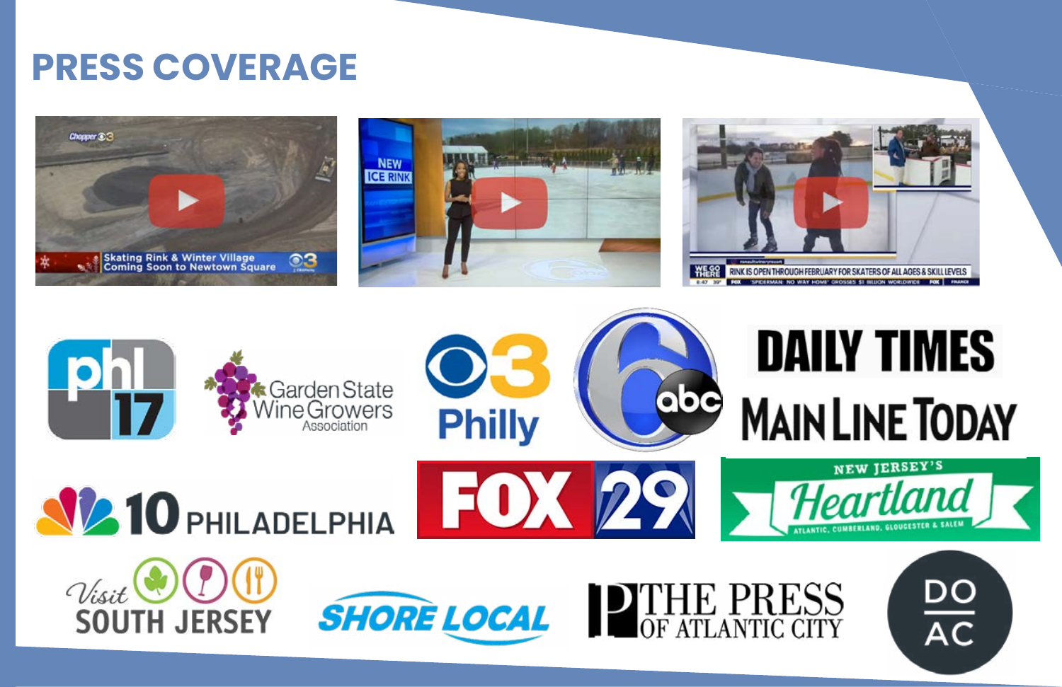# PRESS COVERAGE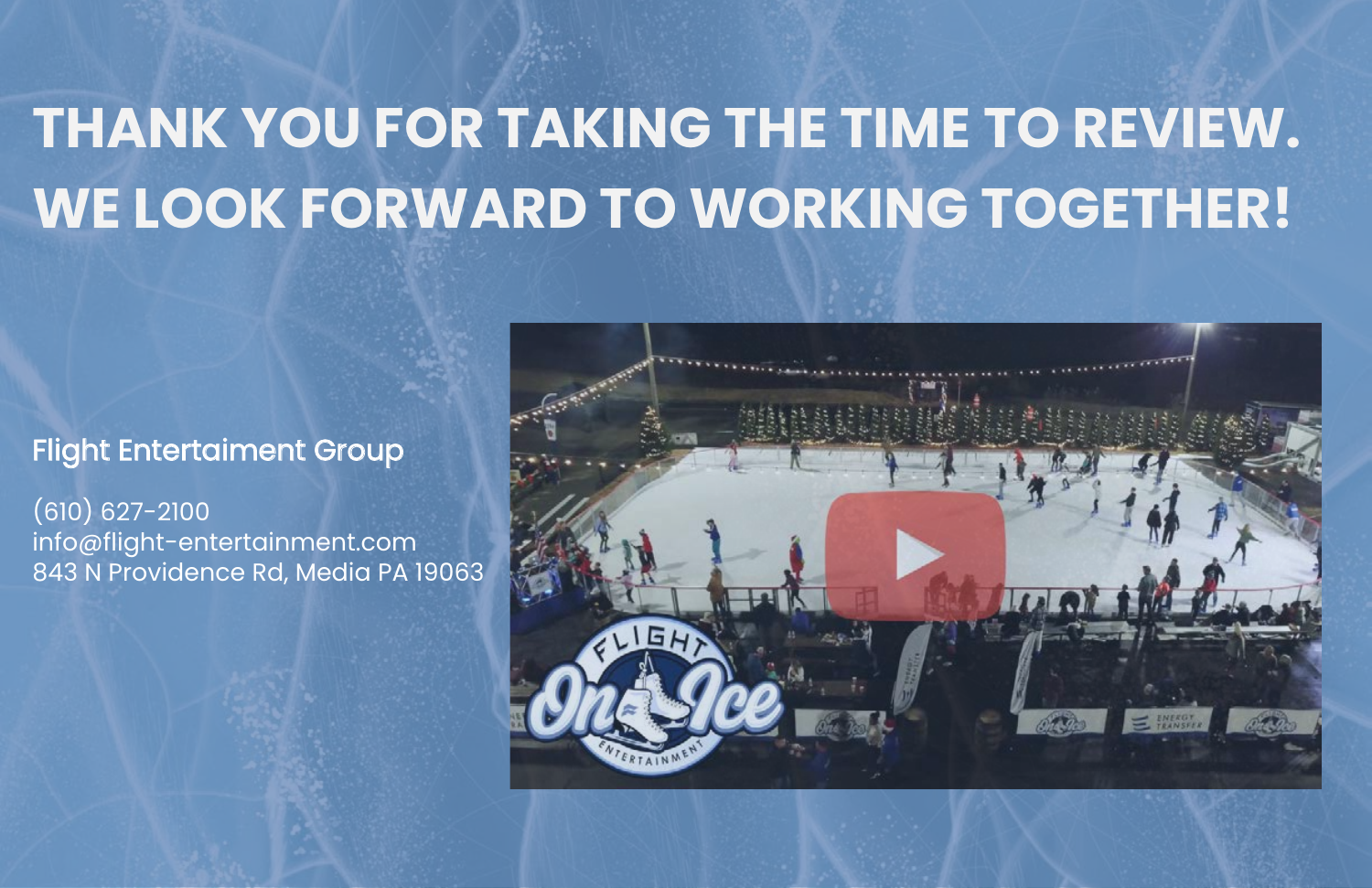# THANK YOU FOR TAKING THE TIME TO REVIEW. WE LOOK FORWARD TO WORKING TOGETHER!

Flight Entertaiment Group

(610) 627-2100
info@flight-entertainment.com
843 N Providence Rd, Media PA 19063